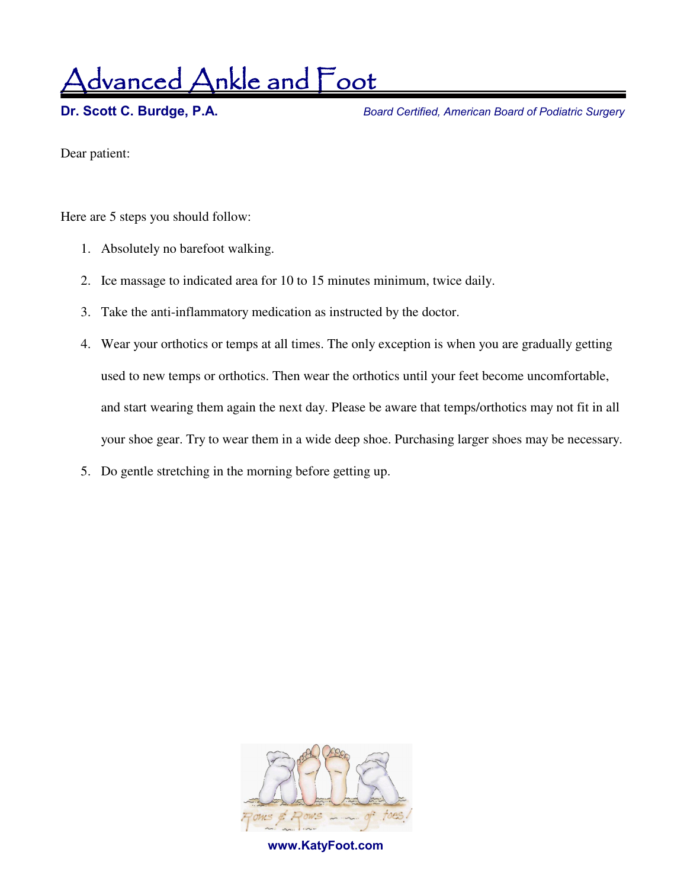# Advanced Ankle and Foot

**Dr. Scott C. Burdge, P.A.** *Board Certified, American Board of Podiatric Surgery*

Dear patient:

Here are 5 steps you should follow:

1. Absolutely no barefoot walking.
2. Ice massage to indicated area for 10 to 15 minutes minimum, twice daily.
3. Take the anti-inflammatory medication as instructed by the doctor.
4. Wear your orthotics or temps at all times. The only exception is when you are gradually getting used to new temps or orthotics. Then wear the orthotics until your feet become uncomfortable, and start wearing them again the next day. Please be aware that temps/orthotics may not fit in all your shoe gear. Try to wear them in a wide deep shoe. Purchasing larger shoes may be necessary.
5. Do gentle stretching in the morning before getting up.

Rows & Rows of toes!

**www.KatyFoot.com**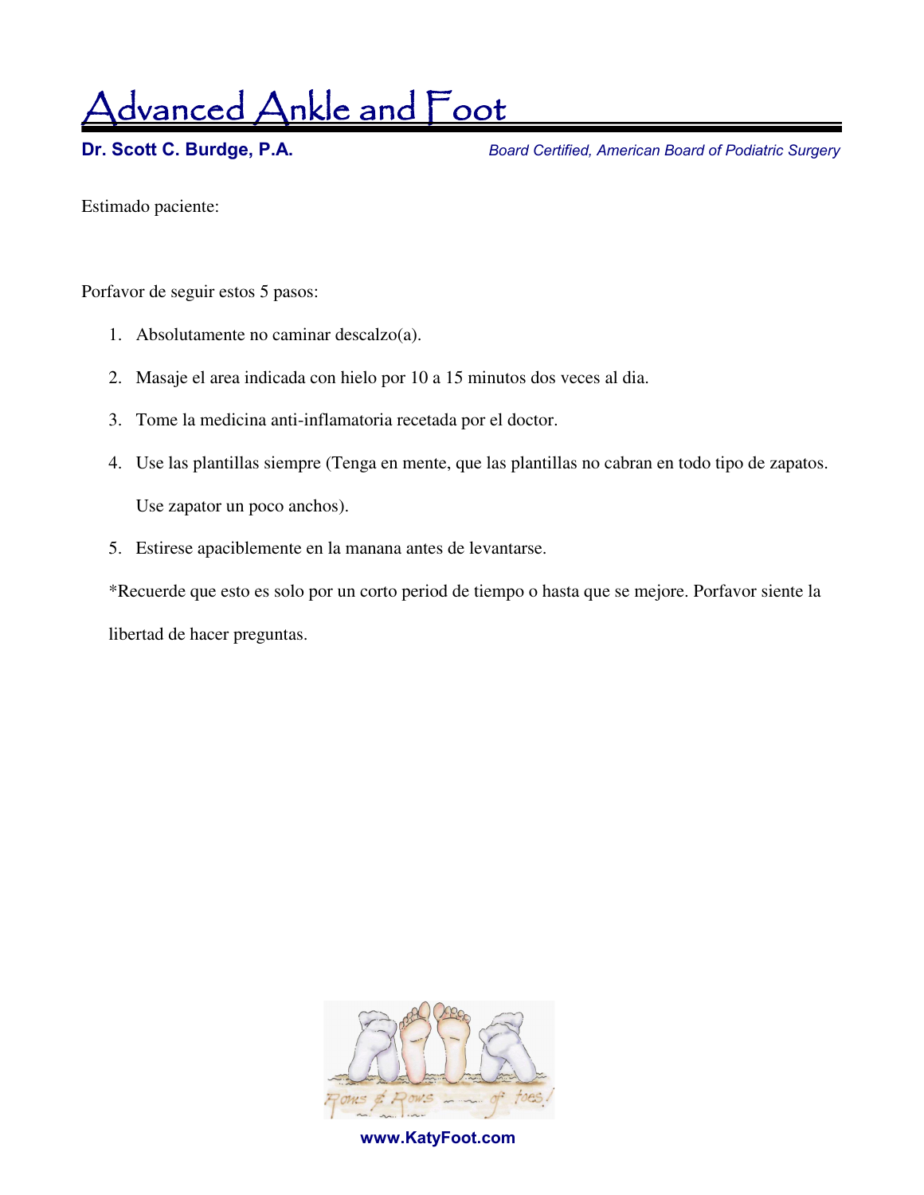# Advanced Ankle and Foot

**Dr. Scott C. Burdge, P.A.** *Board Certified, American Board of Podiatric Surgery*

Estimado paciente:

Porfavor de seguir estos 5 pasos:

1. Absolutamente no caminar descalzo(a).
2. Masaje el area indicada con hielo por 10 a 15 minutos dos veces al dia.
3. Tome la medicina anti-inflamatoria recetada por el doctor.
4. Use las plantillas siempre (Tenga en mente, que las plantillas no cabran en todo tipo de zapatos. Use zapator un poco anchos).
5. Estirese apaciblemente en la manana antes de levantarse.

*Recuerde que esto es solo por un corto period de tiempo o hasta que se mejore. Porfavor siente la libertad de hacer preguntas.

Rows & Rows of toes!

**www.KatyFoot.com**